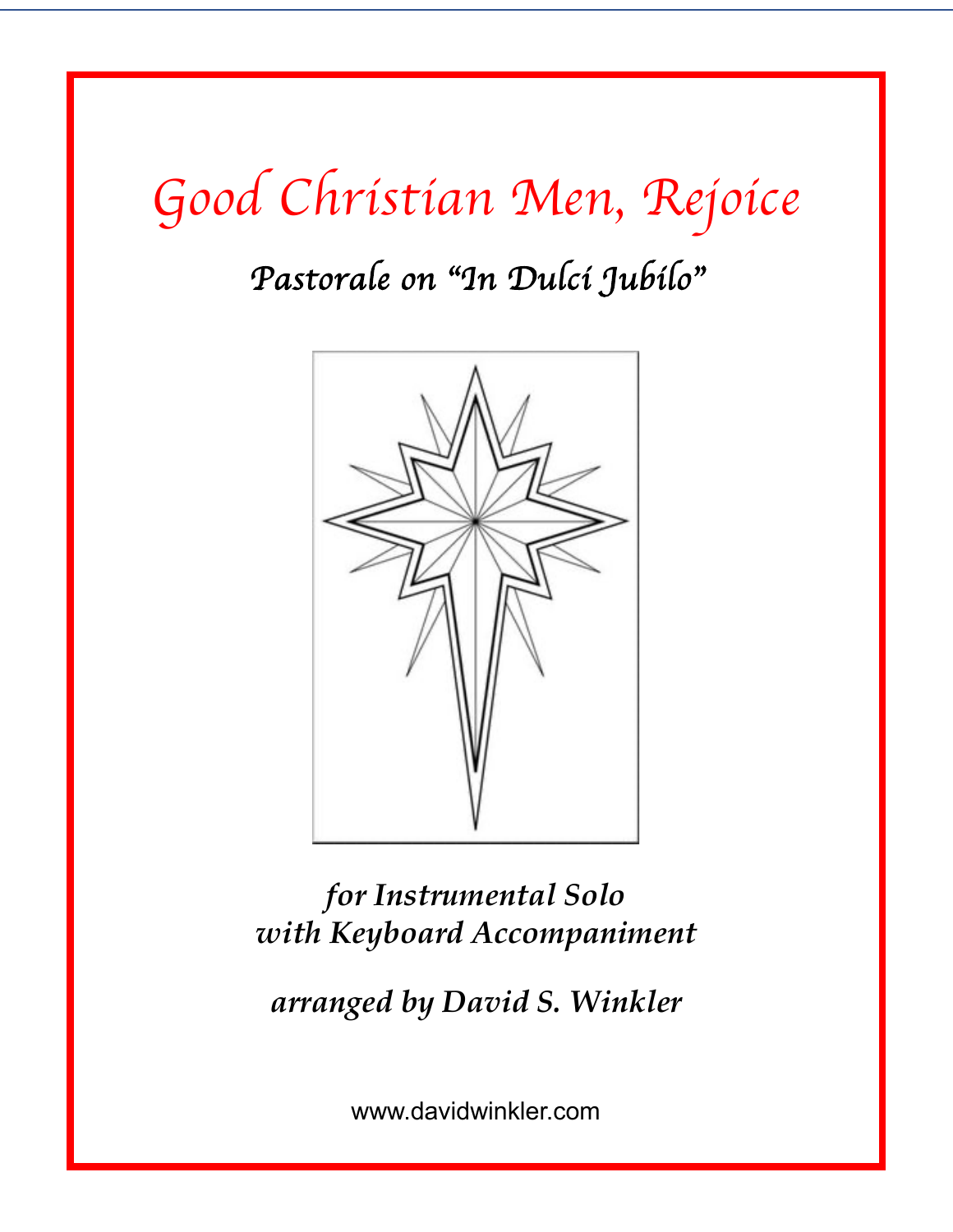# Good Christian Men, Rejoice

## *Pastorale on "In Dulci Jubilo"*

*for Instrumental Solo*
*with Keyboard Accompaniment*

*arranged by David S. Winkler*

www.davidwinkler.com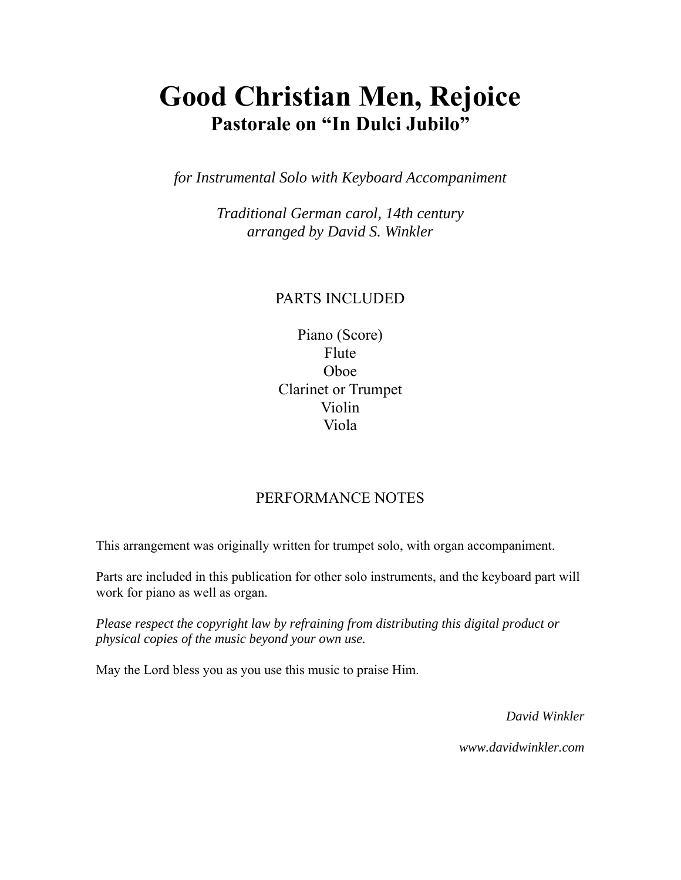# Good Christian Men, Rejoice

## Pastorale on "In Dulci Jubilo"

*for Instrumental Solo with Keyboard Accompaniment*

*Traditional German carol, 14th century*
*arranged by David S. Winkler*

PARTS INCLUDED

Piano (Score)
Flute
Oboe
Clarinet or Trumpet
Violin
Viola

PERFORMANCE NOTES

This arrangement was originally written for trumpet solo, with organ accompaniment.

Parts are included in this publication for other solo instruments, and the keyboard part will work for piano as well as organ.

*Please respect the copyright law by refraining from distributing this digital product or physical copies of the music beyond your own use.*

May the Lord bless you as you use this music to praise Him.

*David Winkler*

*www.davidwinkler.com*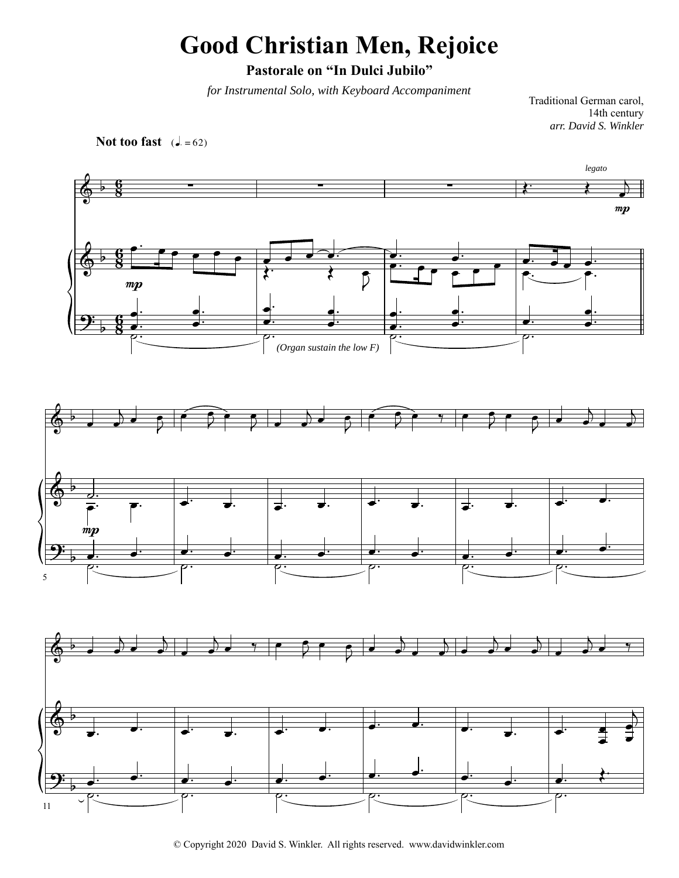# Good Christian Men, Rejoice

**Pastorale on "In Dulci Jubilo"**

*for Instrumental Solo, with Keyboard Accompaniment*

Traditional German carol,
14th century
*arr. David S. Winkler*

**Not too fast** (♩. = 62)

*legato*

*mp*

*mp*

*(Organ sustain the low F)*

*mp*

© Copyright 2020 David S. Winkler. All rights reserved. www.davidwinkler.com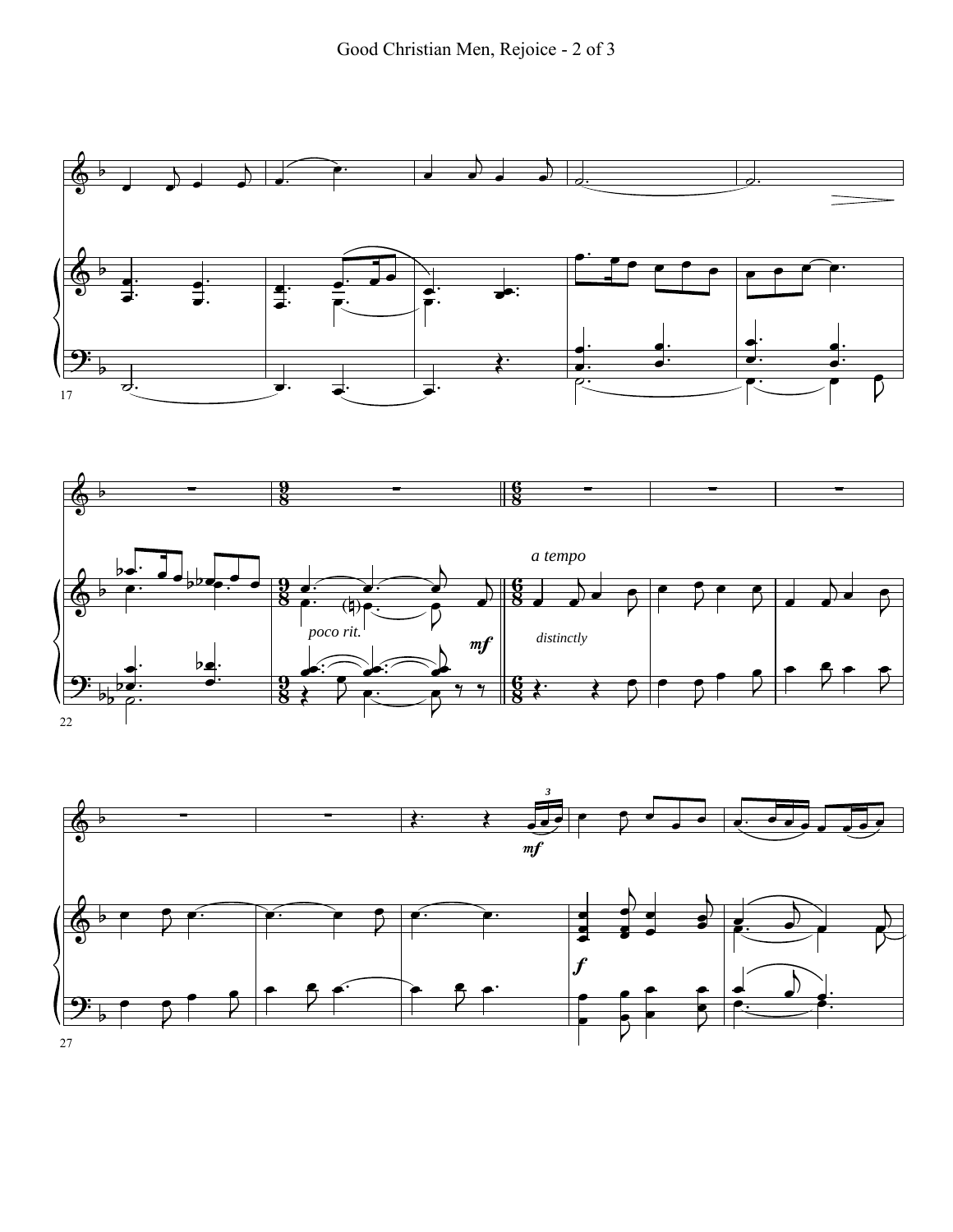17

22

*a tempo*

*poco rit.*

*distinctly*

27